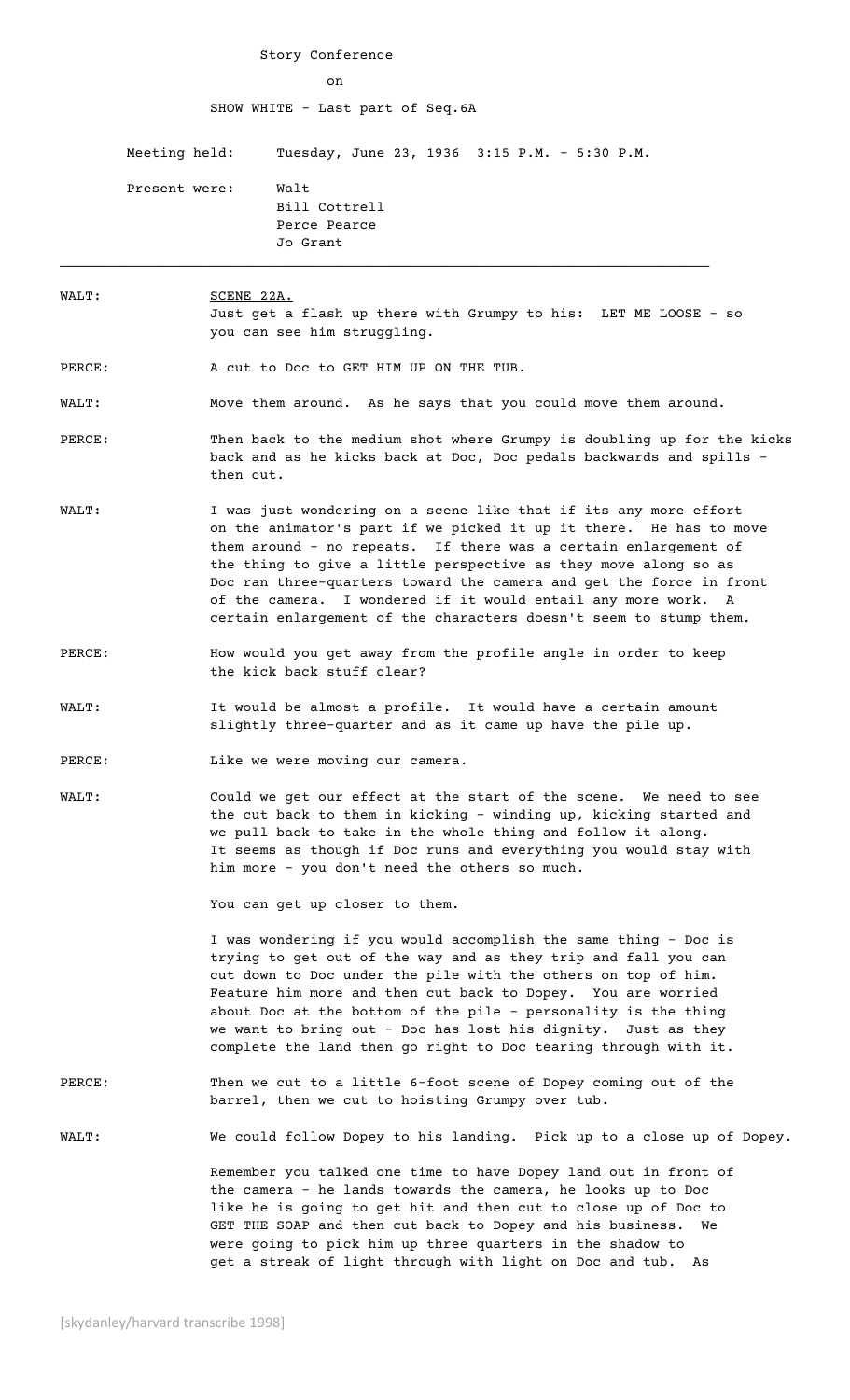Story Conference

on

SHOW WHITE - Last part of Seq.6A

Meeting held: Tuesday, June 23, 1936 3:15 P.M. - 5:30 P.M.

Present were: Walt
Bill Cottrell
Perce Pearce
Jo Grant

---

WALT: SCENE 22A.
Just get a flash up there with Grumpy to his: LET ME LOOSE - so you can see him struggling.

PERCE: A cut to Doc to GET HIM UP ON THE TUB.

WALT: Move them around. As he says that you could move them around.

PERCE: Then back to the medium shot where Grumpy is doubling up for the kicks back and as he kicks back at Doc, Doc pedals backwards and spills - then cut.

WALT: I was just wondering on a scene like that if its any more effort on the animator's part if we picked it up it there. He has to move them around - no repeats. If there was a certain enlargement of the thing to give a little perspective as they move along so as Doc ran three-quarters toward the camera and get the force in front of the camera. I wondered if it would entail any more work. A certain enlargement of the characters doesn't seem to stump them.

PERCE: How would you get away from the profile angle in order to keep the kick back stuff clear?

WALT: It would be almost a profile. It would have a certain amount slightly three-quarter and as it came up have the pile up.

PERCE: Like we were moving our camera.

WALT: Could we get our effect at the start of the scene. We need to see the cut back to them in kicking - winding up, kicking started and we pull back to take in the whole thing and follow it along. It seems as though if Doc runs and everything you would stay with him more - you don't need the others so much.

You can get up closer to them.

I was wondering if you would accomplish the same thing - Doc is trying to get out of the way and as they trip and fall you can cut down to Doc under the pile with the others on top of him. Feature him more and then cut back to Dopey. You are worried about Doc at the bottom of the pile - personality is the thing we want to bring out - Doc has lost his dignity. Just as they complete the land then go right to Doc tearing through with it.

PERCE: Then we cut to a little 6-foot scene of Dopey coming out of the barrel, then we cut to hoisting Grumpy over tub.

WALT: We could follow Dopey to his landing. Pick up to a close up of Dopey.

Remember you talked one time to have Dopey land out in front of the camera - he lands towards the camera, he looks up to Doc like he is going to get hit and then cut to close up of Doc to GET THE SOAP and then cut back to Dopey and his business. We were going to pick him up three quarters in the shadow to get a streak of light through with light on Doc and tub. As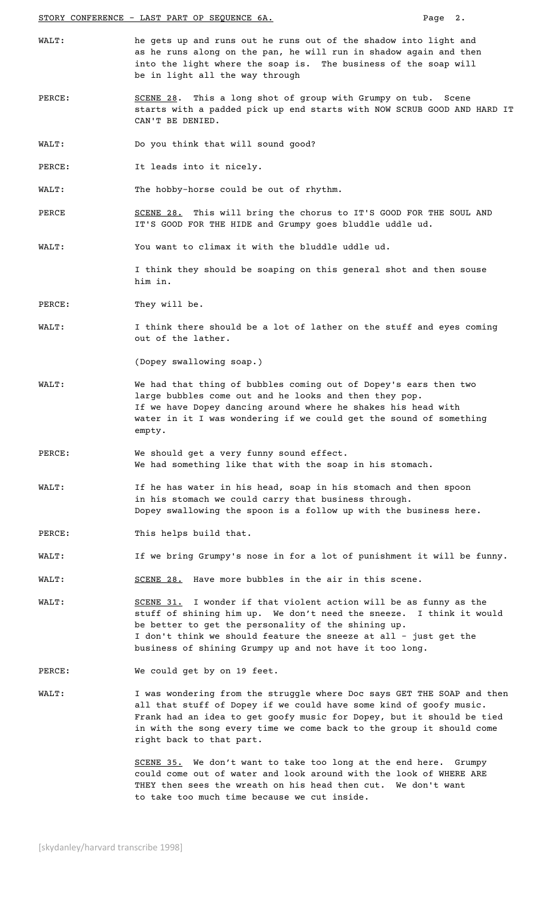WALT: he gets up and runs out he runs out of the shadow into light and as he runs along on the pan, he will run in shadow again and then into the light where the soap is. The business of the soap will be in light all the way through

PERCE: SCENE 28. This a long shot of group with Grumpy on tub. Scene starts with a padded pick up end starts with NOW SCRUB GOOD AND HARD IT CAN'T BE DENIED.

WALT: Do you think that will sound good?

PERCE: It leads into it nicely.

WALT: The hobby-horse could be out of rhythm.

PERCE SCENE 28. This will bring the chorus to IT'S GOOD FOR THE SOUL AND IT'S GOOD FOR THE HIDE and Grumpy goes bluddle uddle ud.

WALT: You want to climax it with the bluddle uddle ud.

I think they should be soaping on this general shot and then souse him in.

PERCE: They will be.

WALT: I think there should be a lot of lather on the stuff and eyes coming out of the lather.

(Dopey swallowing soap.)

WALT: We had that thing of bubbles coming out of Dopey's ears then two large bubbles come out and he looks and then they pop. If we have Dopey dancing around where he shakes his head with water in it I was wondering if we could get the sound of something empty.

PERCE: We should get a very funny sound effect. We had something like that with the soap in his stomach.

WALT: If he has water in his head, soap in his stomach and then spoon in his stomach we could carry that business through. Dopey swallowing the spoon is a follow up with the business here.

PERCE: This helps build that.

WALT: If we bring Grumpy's nose in for a lot of punishment it will be funny.

WALT: SCENE 28. Have more bubbles in the air in this scene.

WALT: SCENE 31. I wonder if that violent action will be as funny as the stuff of shining him up. We don't need the sneeze. I think it would be better to get the personality of the shining up. I don't think we should feature the sneeze at all - just get the business of shining Grumpy up and not have it too long.

PERCE: We could get by on 19 feet.

WALT: I was wondering from the struggle where Doc says GET THE SOAP and then all that stuff of Dopey if we could have some kind of goofy music. Frank had an idea to get goofy music for Dopey, but it should be tied in with the song every time we come back to the group it should come right back to that part.

SCENE 35. We don't want to take too long at the end here. Grumpy could come out of water and look around with the look of WHERE ARE THEY then sees the wreath on his head then cut. We don't want to take too much time because we cut inside.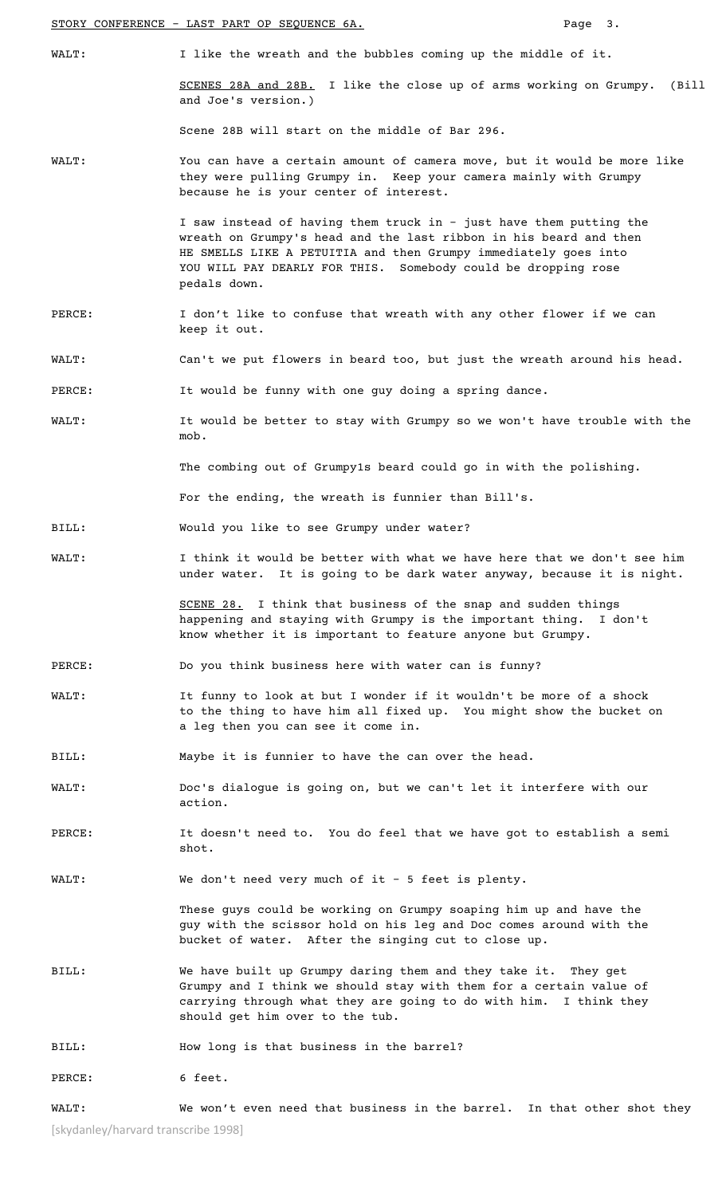WALT: I like the wreath and the bubbles coming up the middle of it.

SCENES 28A and 28B. I like the close up of arms working on Grumpy. (Bill and Joe's version.)

Scene 28B will start on the middle of Bar 296.

WALT: You can have a certain amount of camera move, but it would be more like they were pulling Grumpy in. Keep your camera mainly with Grumpy because he is your center of interest.

I saw instead of having them truck in - just have them putting the wreath on Grumpy's head and the last ribbon in his beard and then HE SMELLS LIKE A PETUITIA and then Grumpy immediately goes into YOU WILL PAY DEARLY FOR THIS. Somebody could be dropping rose pedals down.

PERCE: I don't like to confuse that wreath with any other flower if we can keep it out.

WALT: Can't we put flowers in beard too, but just the wreath around his head.

PERCE: It would be funny with one guy doing a spring dance.

WALT: It would be better to stay with Grumpy so we won't have trouble with the mob.

The combing out of Grumpy1s beard could go in with the polishing.

For the ending, the wreath is funnier than Bill's.

BILL: Would you like to see Grumpy under water?

WALT: I think it would be better with what we have here that we don't see him under water. It is going to be dark water anyway, because it is night.

SCENE 28. I think that business of the snap and sudden things happening and staying with Grumpy is the important thing. I don't know whether it is important to feature anyone but Grumpy.

PERCE: Do you think business here with water can is funny?

WALT: It funny to look at but I wonder if it wouldn't be more of a shock to the thing to have him all fixed up. You might show the bucket on a leg then you can see it come in.

BILL: Maybe it is funnier to have the can over the head.

WALT: Doc's dialogue is going on, but we can't let it interfere with our action.

PERCE: It doesn't need to. You do feel that we have got to establish a semi shot.

WALT: We don't need very much of it - 5 feet is plenty.

These guys could be working on Grumpy soaping him up and have the guy with the scissor hold on his leg and Doc comes around with the bucket of water. After the singing cut to close up.

BILL: We have built up Grumpy daring them and they take it. They get Grumpy and I think we should stay with them for a certain value of carrying through what they are going to do with him. I think they should get him over to the tub.

BILL: How long is that business in the barrel?

PERCE: 6 feet.

WALT: We won't even need that business in the barrel. In that other shot they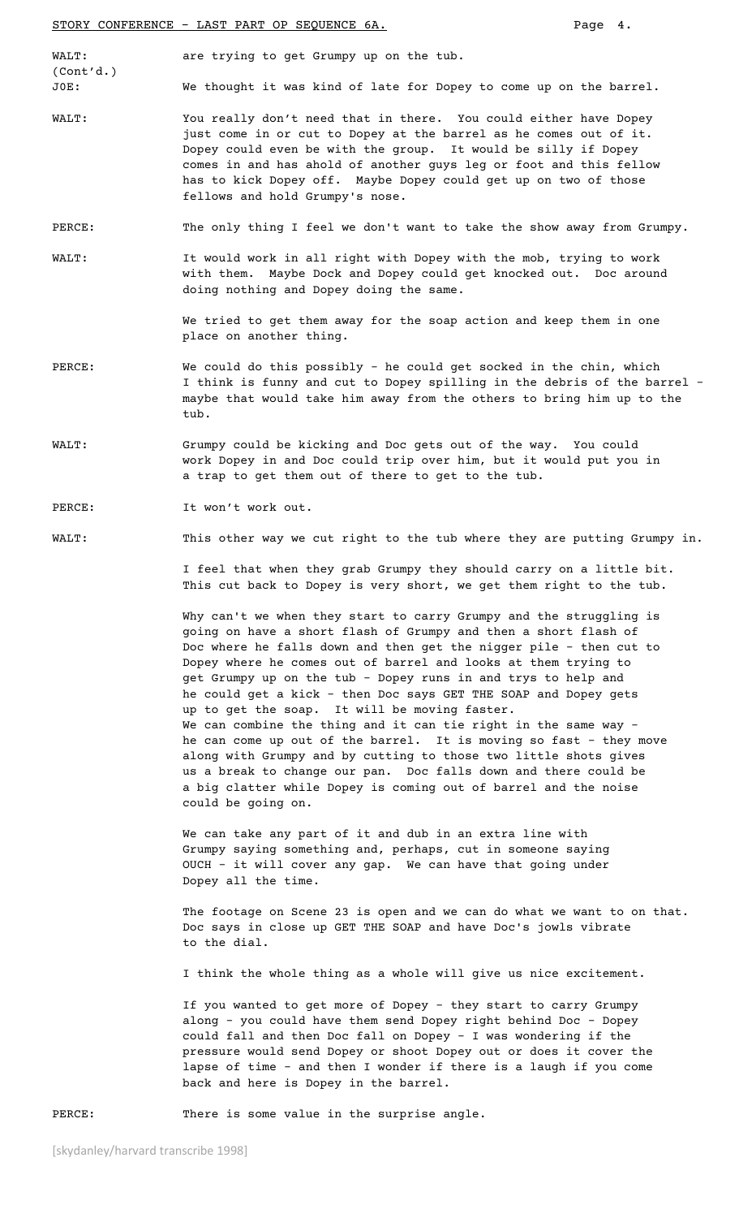**WALT: (Cont'd.)** are trying to get Grumpy up on the tub.

**JOE:** We thought it was kind of late for Dopey to come up on the barrel.

**WALT:** You really don't need that in there. You could either have Dopey just come in or cut to Dopey at the barrel as he comes out of it. Dopey could even be with the group. It would be silly if Dopey comes in and has ahold of another guys leg or foot and this fellow has to kick Dopey off. Maybe Dopey could get up on two of those fellows and hold Grumpy's nose.

**PERCE:** The only thing I feel we don't want to take the show away from Grumpy.

**WALT:** It would work in all right with Dopey with the mob, trying to work with them. Maybe Dock and Dopey could get knocked out. Doc around doing nothing and Dopey doing the same.

We tried to get them away for the soap action and keep them in one place on another thing.

**PERCE:** We could do this possibly - he could get socked in the chin, which I think is funny and cut to Dopey spilling in the debris of the barrel - maybe that would take him away from the others to bring him up to the tub.

**WALT:** Grumpy could be kicking and Doc gets out of the way. You could work Dopey in and Doc could trip over him, but it would put you in a trap to get them out of there to get to the tub.

**PERCE:** It won't work out.

**WALT:** This other way we cut right to the tub where they are putting Grumpy in.

I feel that when they grab Grumpy they should carry on a little bit. This cut back to Dopey is very short, we get them right to the tub.

Why can't we when they start to carry Grumpy and the struggling is going on have a short flash of Grumpy and then a short flash of Doc where he falls down and then get the nigger pile - then cut to Dopey where he comes out of barrel and looks at them trying to get Grumpy up on the tub - Dopey runs in and trys to help and he could get a kick - then Doc says GET THE SOAP and Dopey gets up to get the soap. It will be moving faster.
We can combine the thing and it can tie right in the same way - he can come up out of the barrel. It is moving so fast - they move along with Grumpy and by cutting to those two little shots gives us a break to change our pan. Doc falls down and there could be a big clatter while Dopey is coming out of barrel and the noise could be going on.

We can take any part of it and dub in an extra line with Grumpy saying something and, perhaps, cut in someone saying OUCH - it will cover any gap. We can have that going under Dopey all the time.

The footage on Scene 23 is open and we can do what we want to on that. Doc says in close up GET THE SOAP and have Doc's jowls vibrate to the dial.

I think the whole thing as a whole will give us nice excitement.

If you wanted to get more of Dopey - they start to carry Grumpy along - you could have them send Dopey right behind Doc - Dopey could fall and then Doc fall on Dopey - I was wondering if the pressure would send Dopey or shoot Dopey out or does it cover the lapse of time - and then I wonder if there is a laugh if you come back and here is Dopey in the barrel.

**PERCE:** There is some value in the surprise angle.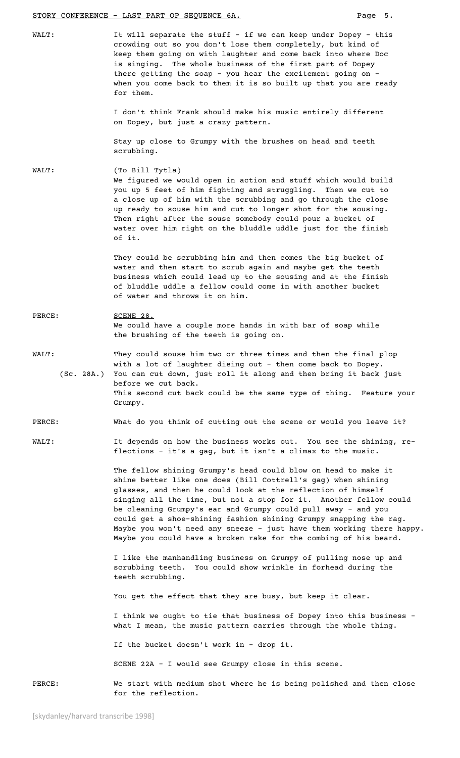WALT: It will separate the stuff - if we can keep under Dopey - this crowding out so you don't lose them completely, but kind of keep them going on with laughter and come back into where Doc is singing. The whole business of the first part of Dopey there getting the soap - you hear the excitement going on - when you come back to them it is so built up that you are ready for them.

I don't think Frank should make his music entirely different on Dopey, but just a crazy pattern.

Stay up close to Grumpy with the brushes on head and teeth scrubbing.

WALT: (To Bill Tytla)
We figured we would open in action and stuff which would build you up 5 feet of him fighting and struggling. Then we cut to a close up of him with the scrubbing and go through the close up ready to souse him and cut to longer shot for the sousing. Then right after the souse somebody could pour a bucket of water over him right on the bluddle uddle just for the finish of it.

They could be scrubbing him and then comes the big bucket of water and then start to scrub again and maybe get the teeth business which could lead up to the sousing and at the finish of bluddle uddle a fellow could come in with another bucket of water and throws it on him.

PERCE: SCENE 28.
We could have a couple more hands in with bar of soap while the brushing of the teeth is going on.

WALT: They could souse him two or three times and then the final plop with a lot of laughter dieing out - then come back to Dopey.
(Sc. 28A.) You can cut down, just roll it along and then bring it back just before we cut back.
This second cut back could be the same type of thing. Feature your Grumpy.

PERCE: What do you think of cutting out the scene or would you leave it?

WALT: It depends on how the business works out. You see the shining, reflections - it's a gag, but it isn't a climax to the music.

The fellow shining Grumpy's head could blow on head to make it shine better like one does (Bill Cottrell's gag) when shining glasses, and then he could look at the reflection of himself singing all the time, but not a stop for it. Another fellow could be cleaning Grumpy's ear and Grumpy could pull away - and you could get a shoe-shining fashion shining Grumpy snapping the rag. Maybe you won't need any sneeze - just have them working there happy. Maybe you could have a broken rake for the combing of his beard.

I like the manhandling business on Grumpy of pulling nose up and scrubbing teeth. You could show wrinkle in forhead during the teeth scrubbing.

You get the effect that they are busy, but keep it clear.

I think we ought to tie that business of Dopey into this business - what I mean, the music pattern carries through the whole thing.

If the bucket doesn't work in - drop it.

SCENE 22A - I would see Grumpy close in this scene.

PERCE: We start with medium shot where he is being polished and then close for the reflection.

[skydanley/harvard transcribe 1998]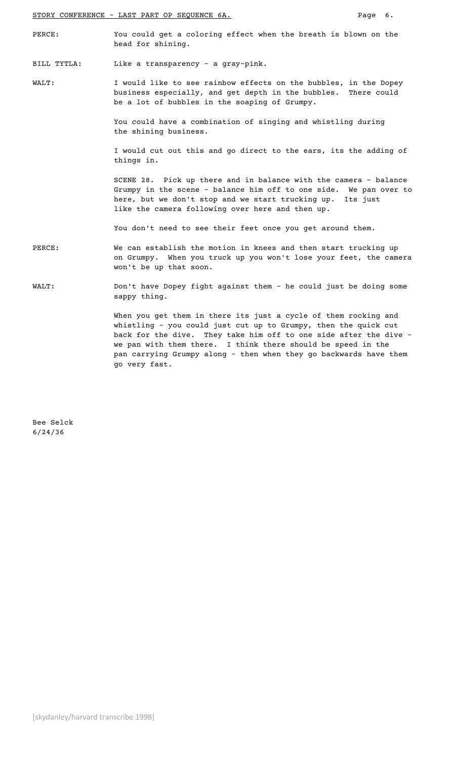PERCE: You could get a coloring effect when the breath is blown on the head for shining.

BILL TYTLA: Like a transparency - a gray-pink.

WALT: I would like to see rainbow effects on the bubbles, in the Dopey business especially, and get depth in the bubbles. There could be a lot of bubbles in the soaping of Grumpy.

You could have a combination of singing and whistling during the shining business.

I would cut out this and go direct to the ears, its the adding of things in.

SCENE 28. Pick up there and in balance with the camera - balance Grumpy in the scene - balance him off to one side. We pan over to here, but we don't stop and we start trucking up. Its just like the camera following over here and then up.

You don't need to see their feet once you get around them.

PERCE: We can establish the motion in knees and then start trucking up on Grumpy. When you truck up you won't lose your feet, the camera won't be up that soon.

WALT: Don't have Dopey fight against them - he could just be doing some sappy thing.

When you get them in there its just a cycle of them rocking and whistling - you could just cut up to Grumpy, then the quick cut back for the dive. They take him off to one side after the dive - we pan with them there. I think there should be speed in the pan carrying Grumpy along - then when they go backwards have them go very fast.

Bee Selck
6/24/36